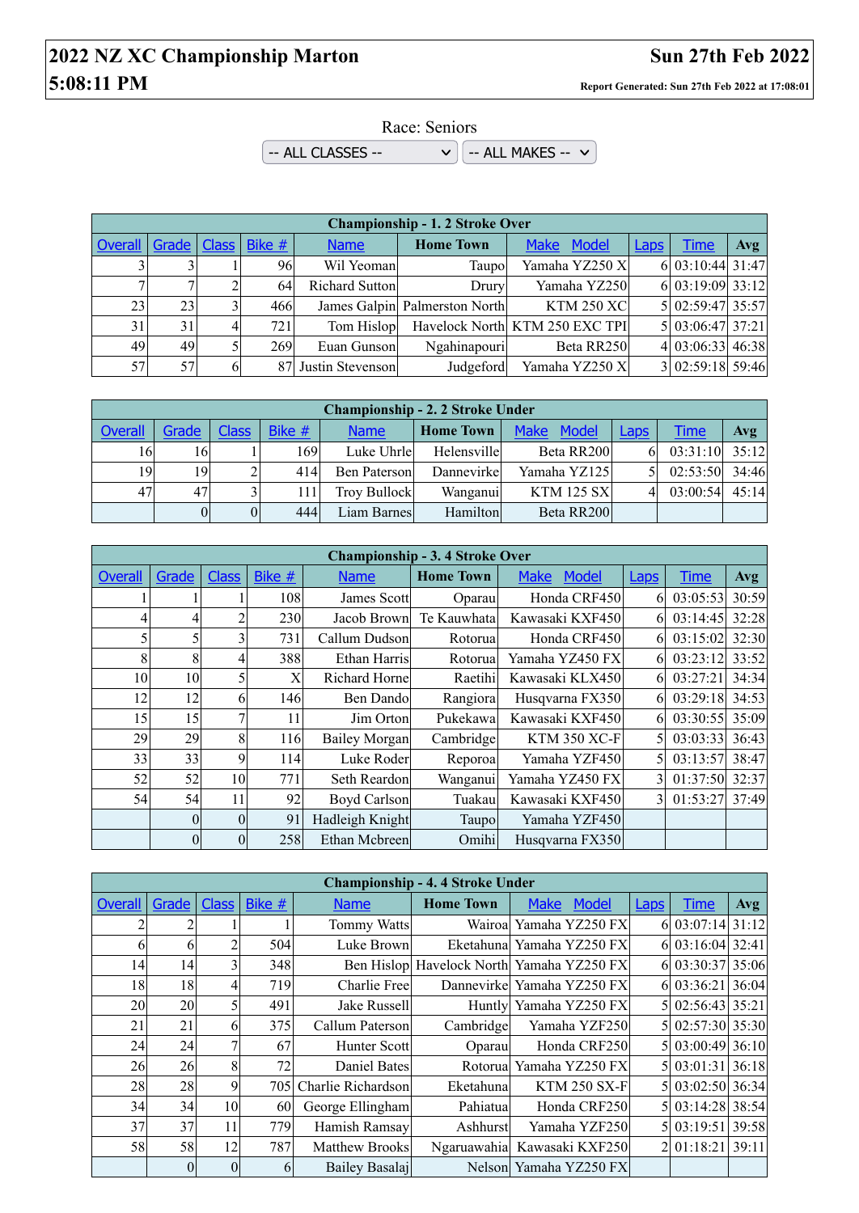# 2022 NZ XC Championship Marton

**Sun 27th Feb 2022**

**5:08:11 PM**

**Report Generated: Sun 27th Feb 2022 at 17:08:01**

Race: Seniors

-- ALL CLASSES -- | -- ALL MAKES --

| Championship - 1. 2 Stroke Over | | | | | | | | | |
|---|---|---|---|---|---|---|---|---|---|
| Overall | Grade | Class | Bike # | Name | Home Town | Make Model | Laps | Time | Avg |
| 3 | 3 | 1 | 96 | Wil Yeoman | Taupo | Yamaha YZ250 X | 6 | 03:10:44 | 31:47 |
| 7 | 7 | 2 | 64 | Richard Sutton | Drury | Yamaha YZ250 | 6 | 03:19:09 | 33:12 |
| 23 | 23 | 3 | 466 | James Galpin | Palmerston North | KTM 250 XC | 5 | 02:59:47 | 35:57 |
| 31 | 31 | 4 | 721 | Tom Hislop | Havelock North | KTM 250 EXC TPI | 5 | 03:06:47 | 37:21 |
| 49 | 49 | 5 | 269 | Euan Gunson | Ngahinapouri | Beta RR250 | 4 | 03:06:33 | 46:38 |
| 57 | 57 | 6 | 87 | Justin Stevenson | Judgeford | Yamaha YZ250 X | 3 | 02:59:18 | 59:46 |

| Championship - 2. 2 Stroke Under | | | | | | | | | |
|---|---|---|---|---|---|---|---|---|---|
| Overall | Grade | Class | Bike # | Name | Home Town | Make Model | Laps | Time | Avg |
| 16 | 16 | 1 | 169 | Luke Uhrle | Helensville | Beta RR200 | 6 | 03:31:10 | 35:12 |
| 19 | 19 | 2 | 414 | Ben Paterson | Dannevirke | Yamaha YZ125 | 5 | 02:53:50 | 34:46 |
| 47 | 47 | 3 | 111 | Troy Bullock | Wanganui | KTM 125 SX | 4 | 03:00:54 | 45:14 |
| | 0 | 0 | 444 | Liam Barnes | Hamilton | Beta RR200 | | | |

| Championship - 3. 4 Stroke Over | | | | | | | | | |
|---|---|---|---|---|---|---|---|---|---|
| Overall | Grade | Class | Bike # | Name | Home Town | Make Model | Laps | Time | Avg |
| 1 | 1 | 1 | 108 | James Scott | Oparau | Honda CRF450 | 6 | 03:05:53 | 30:59 |
| 4 | 4 | 2 | 230 | Jacob Brown | Te Kauwhata | Kawasaki KXF450 | 6 | 03:14:45 | 32:28 |
| 5 | 5 | 3 | 731 | Callum Dudson | Rotorua | Honda CRF450 | 6 | 03:15:02 | 32:30 |
| 8 | 8 | 4 | 388 | Ethan Harris | Rotorua | Yamaha YZ450 FX | 6 | 03:23:12 | 33:52 |
| 10 | 10 | 5 | X | Richard Horne | Raetihi | Kawasaki KLX450 | 6 | 03:27:21 | 34:34 |
| 12 | 12 | 6 | 146 | Ben Dando | Rangiora | Husqvarna FX350 | 6 | 03:29:18 | 34:53 |
| 15 | 15 | 7 | 11 | Jim Orton | Pukekawa | Kawasaki KXF450 | 6 | 03:30:55 | 35:09 |
| 29 | 29 | 8 | 116 | Bailey Morgan | Cambridge | KTM 350 XC-F | 5 | 03:03:33 | 36:43 |
| 33 | 33 | 9 | 114 | Luke Roder | Reporoa | Yamaha YZF450 | 5 | 03:13:57 | 38:47 |
| 52 | 52 | 10 | 771 | Seth Reardon | Wanganui | Yamaha YZ450 FX | 3 | 01:37:50 | 32:37 |
| 54 | 54 | 11 | 92 | Boyd Carlson | Tuakau | Kawasaki KXF450 | 3 | 01:53:27 | 37:49 |
| | 0 | 0 | 91 | Hadleigh Knight | Taupo | Yamaha YZF450 | | | |
| | 0 | 0 | 258 | Ethan Mcbreen | Omihi | Husqvarna FX350 | | | |

| Championship - 4. 4 Stroke Under | | | | | | | | | |
|---|---|---|---|---|---|---|---|---|---|
| Overall | Grade | Class | Bike # | Name | Home Town | Make Model | Laps | Time | Avg |
| 2 | 2 | 1 | 1 | Tommy Watts | Wairoa | Yamaha YZ250 FX | 6 | 03:07:14 | 31:12 |
| 6 | 6 | 2 | 504 | Luke Brown | Eketahuna | Yamaha YZ250 FX | 6 | 03:16:04 | 32:41 |
| 14 | 14 | 3 | 348 | Ben Hislop | Havelock North | Yamaha YZ250 FX | 6 | 03:30:37 | 35:06 |
| 18 | 18 | 4 | 719 | Charlie Free | Dannevirke | Yamaha YZ250 FX | 6 | 03:36:21 | 36:04 |
| 20 | 20 | 5 | 491 | Jake Russell | Huntly | Yamaha YZ250 FX | 5 | 02:56:43 | 35:21 |
| 21 | 21 | 6 | 375 | Callum Paterson | Cambridge | Yamaha YZF250 | 5 | 02:57:30 | 35:30 |
| 24 | 24 | 7 | 67 | Hunter Scott | Oparau | Honda CRF250 | 5 | 03:00:49 | 36:10 |
| 26 | 26 | 8 | 72 | Daniel Bates | Rotorua | Yamaha YZ250 FX | 5 | 03:01:31 | 36:18 |
| 28 | 28 | 9 | 705 | Charlie Richardson | Eketahuna | KTM 250 SX-F | 5 | 03:02:50 | 36:34 |
| 34 | 34 | 10 | 60 | George Ellingham | Pahiatua | Honda CRF250 | 5 | 03:14:28 | 38:54 |
| 37 | 37 | 11 | 779 | Hamish Ramsay | Ashhurst | Yamaha YZF250 | 5 | 03:19:51 | 39:58 |
| 58 | 58 | 12 | 787 | Matthew Brooks | Ngaruawahia | Kawasaki KXF250 | 2 | 01:18:21 | 39:11 |
| | 0 | 0 | 6 | Bailey Basalaj | Nelson | Yamaha YZ250 FX | | | |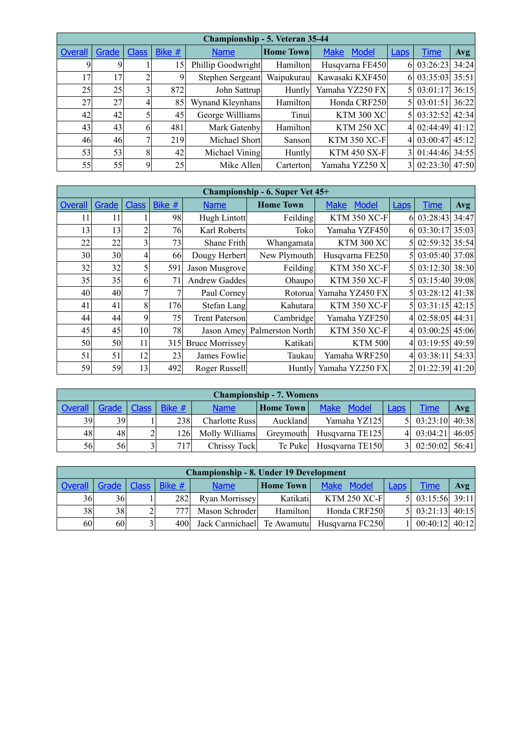| Championship - 5. Veteran 35-44 | | | | | | | | | |
|---|---|---|---|---|---|---|---|---|---|
| Overall | Grade | Class | Bike # | Name | Home Town | Make Model | Laps | Time | Avg |
| 9 | 9 | 1 | 15 | Phillip Goodwright | Hamilton | Husqvarna FE450 | 6 | 03:26:23 | 34:24 |
| 17 | 17 | 2 | 9 | Stephen Sergeant | Waipukurau | Kawasaki KXF450 | 6 | 03:35:03 | 35:51 |
| 25 | 25 | 3 | 872 | John Sattrup | Huntly | Yamaha YZ250 FX | 5 | 03:01:17 | 36:15 |
| 27 | 27 | 4 | 85 | Wynand Kleynhans | Hamilton | Honda CRF250 | 5 | 03:01:51 | 36:22 |
| 42 | 42 | 5 | 45 | George Willliams | Tinui | KTM 300 XC | 5 | 03:32:52 | 42:34 |
| 43 | 43 | 6 | 481 | Mark Gatenby | Hamilton | KTM 250 XC | 4 | 02:44:49 | 41:12 |
| 46 | 46 | 7 | 219 | Michael Short | Sanson | KTM 350 XC-F | 4 | 03:00:47 | 45:12 |
| 53 | 53 | 8 | 42 | Michael Vining | Huntly | KTM 450 SX-F | 3 | 01:44:46 | 34:55 |
| 55 | 55 | 9 | 25 | Mike Allen | Carterton | Yamaha YZ250 X | 3 | 02:23:30 | 47:50 |

| Championship - 6. Super Vet 45+ | | | | | | | | | |
|---|---|---|---|---|---|---|---|---|---|
| Overall | Grade | Class | Bike # | Name | Home Town | Make Model | Laps | Time | Avg |
| 11 | 11 | 1 | 98 | Hugh Lintott | Feilding | KTM 350 XC-F | 6 | 03:28:43 | 34:47 |
| 13 | 13 | 2 | 76 | Karl Roberts | Toko | Yamaha YZF450 | 6 | 03:30:17 | 35:03 |
| 22 | 22 | 3 | 73 | Shane Frith | Whangamata | KTM 300 XC | 5 | 02:59:32 | 35:54 |
| 30 | 30 | 4 | 66 | Dougy Herbert | New Plymouth | Husqvarna FE250 | 5 | 03:05:40 | 37:08 |
| 32 | 32 | 5 | 591 | Jason Musgrove | Feilding | KTM 350 XC-F | 5 | 03:12:30 | 38:30 |
| 35 | 35 | 6 | 71 | Andrew Gaddes | Ohaupo | KTM 350 XC-F | 5 | 03:15:40 | 39:08 |
| 40 | 40 | 7 | 7 | Paul Corney | Rotorua | Yamaha YZ450 FX | 5 | 03:28:12 | 41:38 |
| 41 | 41 | 8 | 176 | Stefan Lang | Kahutara | KTM 350 XC-F | 5 | 03:31:15 | 42:15 |
| 44 | 44 | 9 | 75 | Trent Paterson | Cambridge | Yamaha YZF250 | 4 | 02:58:05 | 44:31 |
| 45 | 45 | 10 | 78 | Jason Amey | Palmerston North | KTM 350 XC-F | 4 | 03:00:25 | 45:06 |
| 50 | 50 | 11 | 315 | Bruce Morrissey | Katikati | KTM 500 | 4 | 03:19:55 | 49:59 |
| 51 | 51 | 12 | 23 | James Fowlie | Taukau | Yamaha WRF250 | 4 | 03:38:11 | 54:33 |
| 59 | 59 | 13 | 492 | Roger Russell | Huntly | Yamaha YZ250 FX | 2 | 01:22:39 | 41:20 |

| Championship - 7. Womens | | | | | | | | | |
|---|---|---|---|---|---|---|---|---|---|
| Overall | Grade | Class | Bike # | Name | Home Town | Make Model | Laps | Time | Avg |
| 39 | 39 | 1 | 238 | Charlotte Russ | Auckland | Yamaha YZ125 | 5 | 03:23:10 | 40:38 |
| 48 | 48 | 2 | 126 | Molly Williams | Greymouth | Husqvarna TE125 | 4 | 03:04:21 | 46:05 |
| 56 | 56 | 3 | 717 | Chrissy Tuck | Te Puke | Husqvarna TE150 | 3 | 02:50:02 | 56:41 |

| Championship - 8. Under 19 Development | | | | | | | | | |
|---|---|---|---|---|---|---|---|---|---|
| Overall | Grade | Class | Bike # | Name | Home Town | Make Model | Laps | Time | Avg |
| 36 | 36 | 1 | 282 | Ryan Morrissey | Katikati | KTM 250 XC-F | 5 | 03:15:56 | 39:11 |
| 38 | 38 | 2 | 777 | Mason Schroder | Hamilton | Honda CRF250 | 5 | 03:21:13 | 40:15 |
| 60 | 60 | 3 | 400 | Jack Carmichael | Te Awamutu | Husqvarna FC250 | 1 | 00:40:12 | 40:12 |